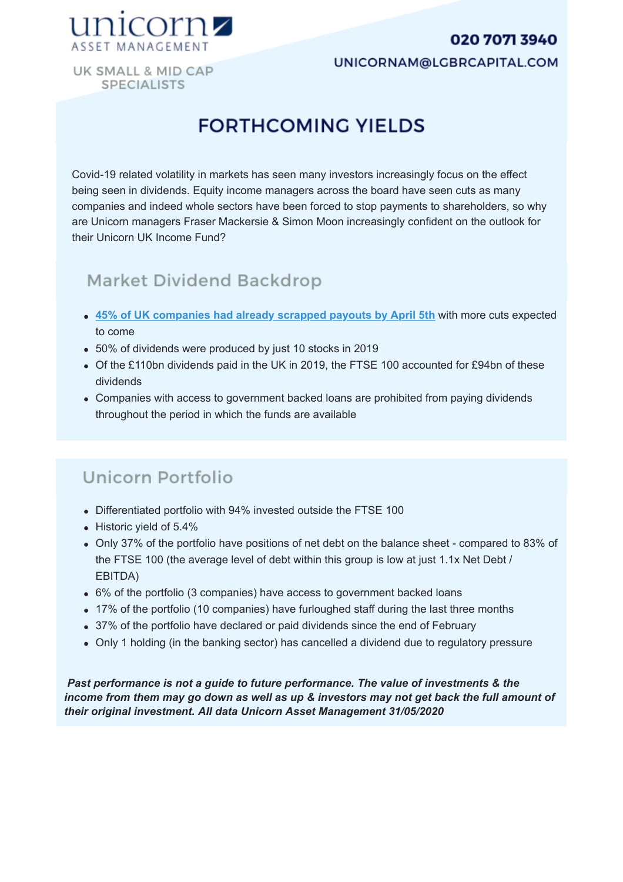unicorn
ASSET MANAGEMENT

UK SMALL & MID CAP SPECIALISTS

**020 7071 3940**

UNICORNAM@LGBRCAPITAL.COM

# FORTHCOMING YIELDS

Covid-19 related volatility in markets has seen many investors increasingly focus on the effect being seen in dividends. Equity income managers across the board have seen cuts as many companies and indeed whole sectors have been forced to stop payments to shareholders, so why are Unicorn managers Fraser Mackersie & Simon Moon increasingly confident on the outlook for their Unicorn UK Income Fund?

## Market Dividend Backdrop

- **45% of UK companies had already scrapped payouts by April 5th** with more cuts expected to come
- 50% of dividends were produced by just 10 stocks in 2019
- Of the £110bn dividends paid in the UK in 2019, the FTSE 100 accounted for £94bn of these dividends
- Companies with access to government backed loans are prohibited from paying dividends throughout the period in which the funds are available

## Unicorn Portfolio

- Differentiated portfolio with 94% invested outside the FTSE 100
- Historic yield of 5.4%
- Only 37% of the portfolio have positions of net debt on the balance sheet - compared to 83% of the FTSE 100 (the average level of debt within this group is low at just 1.1x Net Debt / EBITDA)
- 6% of the portfolio (3 companies) have access to government backed loans
- 17% of the portfolio (10 companies) have furloughed staff during the last three months
- 37% of the portfolio have declared or paid dividends since the end of February
- Only 1 holding (in the banking sector) has cancelled a dividend due to regulatory pressure

***Past performance is not a guide to future performance. The value of investments & the income from them may go down as well as up & investors may not get back the full amount of their original investment. All data Unicorn Asset Management 31/05/2020***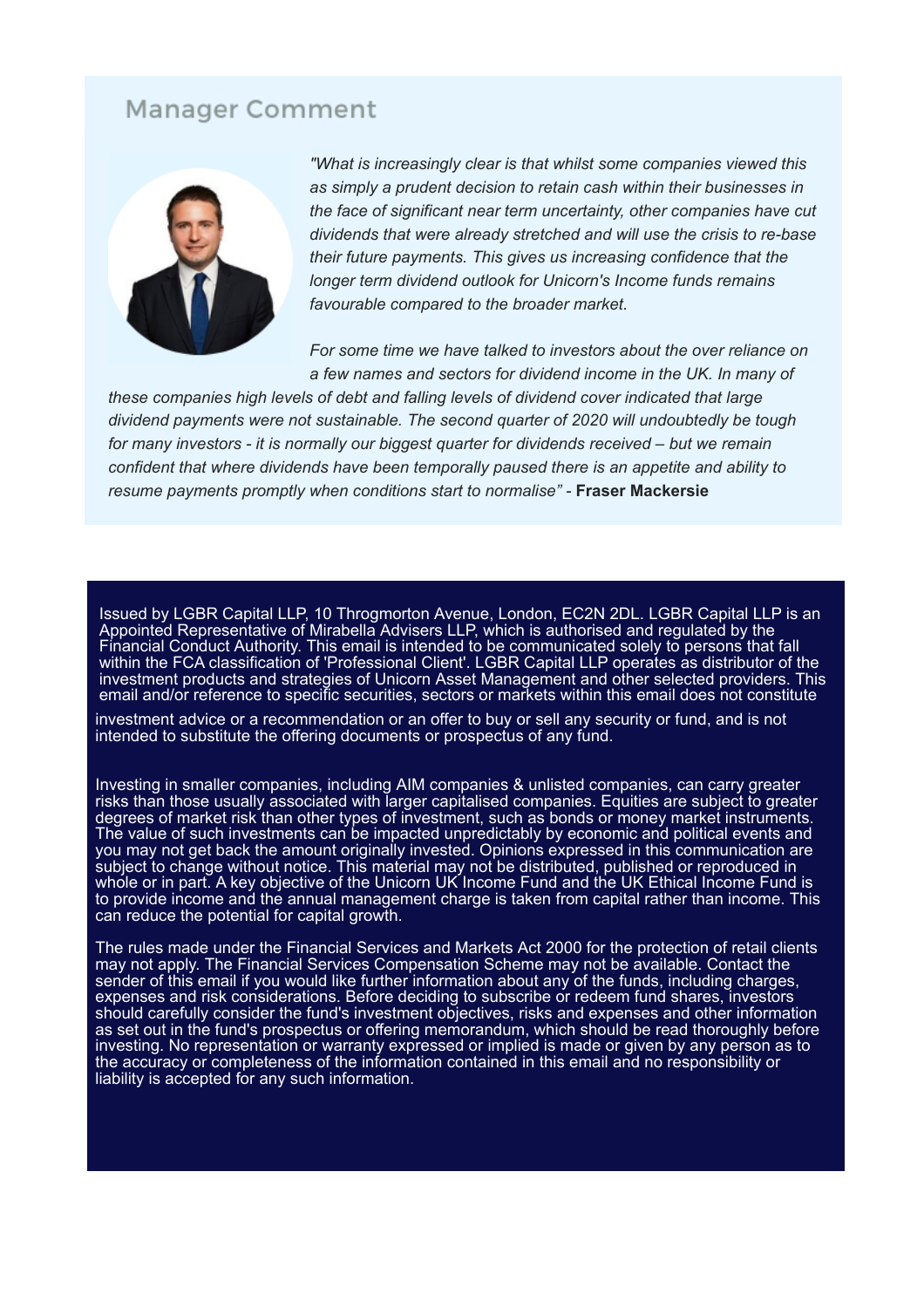## Manager Comment

*"What is increasingly clear is that whilst some companies viewed this as simply a prudent decision to retain cash within their businesses in the face of significant near term uncertainty, other companies have cut dividends that were already stretched and will use the crisis to re-base their future payments. This gives us increasing confidence that the longer term dividend outlook for Unicorn's Income funds remains favourable compared to the broader market.*

*For some time we have talked to investors about the over reliance on a few names and sectors for dividend income in the UK. In many of these companies high levels of debt and falling levels of dividend cover indicated that large dividend payments were not sustainable. The second quarter of 2020 will undoubtedly be tough for many investors - it is normally our biggest quarter for dividends received – but we remain confident that where dividends have been temporally paused there is an appetite and ability to resume payments promptly when conditions start to normalise"* - **Fraser Mackersie**

Issued by LGBR Capital LLP, 10 Throgmorton Avenue, London, EC2N 2DL. LGBR Capital LLP is an Appointed Representative of Mirabella Advisers LLP, which is authorised and regulated by the Financial Conduct Authority. This email is intended to be communicated solely to persons that fall within the FCA classification of 'Professional Client'. LGBR Capital LLP operates as distributor of the investment products and strategies of Unicorn Asset Management and other selected providers. This email and/or reference to specific securities, sectors or markets within this email does not constitute investment advice or a recommendation or an offer to buy or sell any security or fund, and is not intended to substitute the offering documents or prospectus of any fund.

Investing in smaller companies, including AIM companies & unlisted companies, can carry greater risks than those usually associated with larger capitalised companies. Equities are subject to greater degrees of market risk than other types of investment, such as bonds or money market instruments. The value of such investments can be impacted unpredictably by economic and political events and you may not get back the amount originally invested. Opinions expressed in this communication are subject to change without notice. This material may not be distributed, published or reproduced in whole or in part. A key objective of the Unicorn UK Income Fund and the UK Ethical Income Fund is to provide income and the annual management charge is taken from capital rather than income. This can reduce the potential for capital growth.

The rules made under the Financial Services and Markets Act 2000 for the protection of retail clients may not apply. The Financial Services Compensation Scheme may not be available. Contact the sender of this email if you would like further information about any of the funds, including charges, expenses and risk considerations. Before deciding to subscribe or redeem fund shares, investors should carefully consider the fund's investment objectives, risks and expenses and other information as set out in the fund's prospectus or offering memorandum, which should be read thoroughly before investing. No representation or warranty expressed or implied is made or given by any person as to the accuracy or completeness of the information contained in this email and no responsibility or liability is accepted for any such information.